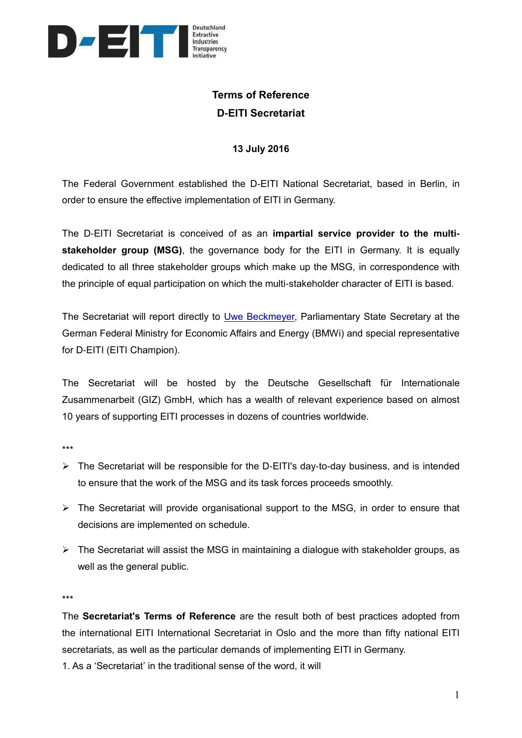Deutschland Extractive Industries Transparency Initiative

# Terms of Reference
# D-EITI Secretariat

**13 July 2016**

The Federal Government established the D-EITI National Secretariat, based in Berlin, in order to ensure the effective implementation of EITI in Germany.

The D-EITI Secretariat is conceived of as an **impartial service provider to the multi-stakeholder group (MSG)**, the governance body for the EITI in Germany. It is equally dedicated to all three stakeholder groups which make up the MSG, in correspondence with the principle of equal participation on which the multi-stakeholder character of EITI is based.

The Secretariat will report directly to Uwe Beckmeyer, Parliamentary State Secretary at the German Federal Ministry for Economic Affairs and Energy (BMWi) and special representative for D-EITI (EITI Champion).

The Secretariat will be hosted by the Deutsche Gesellschaft für Internationale Zusammenarbeit (GIZ) GmbH, which has a wealth of relevant experience based on almost 10 years of supporting EITI processes in dozens of countries worldwide.

***

- The Secretariat will be responsible for the D-EITI's day-to-day business, and is intended to ensure that the work of the MSG and its task forces proceeds smoothly.
- The Secretariat will provide organisational support to the MSG, in order to ensure that decisions are implemented on schedule.
- The Secretariat will assist the MSG in maintaining a dialogue with stakeholder groups, as well as the general public.

***

The **Secretariat's Terms of Reference** are the result both of best practices adopted from the international EITI International Secretariat in Oslo and the more than fifty national EITI secretariats, as well as the particular demands of implementing EITI in Germany.

1. As a ‘Secretariat’ in the traditional sense of the word, it will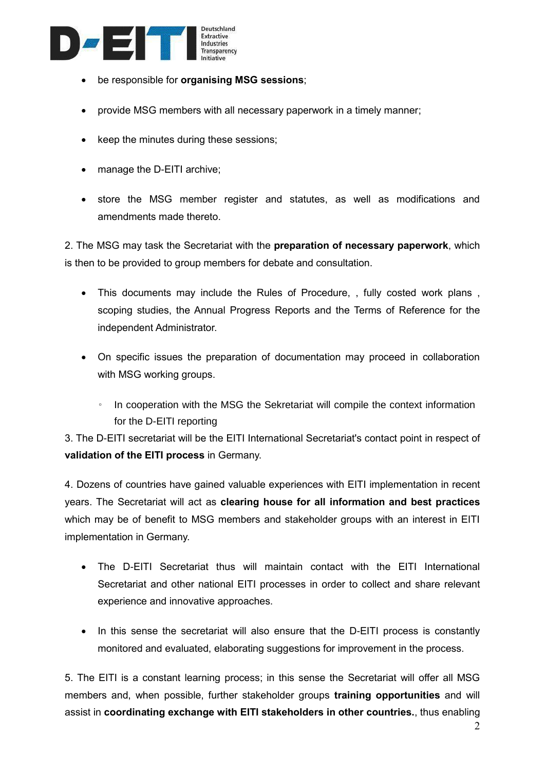- be responsible for **organising MSG sessions**;
- provide MSG members with all necessary paperwork in a timely manner;
- keep the minutes during these sessions;
- manage the D-EITI archive;
- store the MSG member register and statutes, as well as modifications and amendments made thereto.

2. The MSG may task the Secretariat with the **preparation of necessary paperwork**, which is then to be provided to group members for debate and consultation.

- This documents may include the Rules of Procedure, , fully costed work plans , scoping studies, the Annual Progress Reports and the Terms of Reference for the independent Administrator.
- On specific issues the preparation of documentation may proceed in collaboration with MSG working groups.
  - In cooperation with the MSG the Sekretariat will compile the context information for the D-EITI reporting

3. The D-EITI secretariat will be the EITI International Secretariat's contact point in respect of **validation of the EITI process** in Germany.

4. Dozens of countries have gained valuable experiences with EITI implementation in recent years. The Secretariat will act as **clearing house for all information and best practices** which may be of benefit to MSG members and stakeholder groups with an interest in EITI implementation in Germany.

- The D-EITI Secretariat thus will maintain contact with the EITI International Secretariat and other national EITI processes in order to collect and share relevant experience and innovative approaches.
- In this sense the secretariat will also ensure that the D-EITI process is constantly monitored and evaluated, elaborating suggestions for improvement in the process.

5. The EITI is a constant learning process; in this sense the Secretariat will offer all MSG members and, when possible, further stakeholder groups **training opportunities** and will assist in **coordinating exchange with EITI stakeholders in other countries.**, thus enabling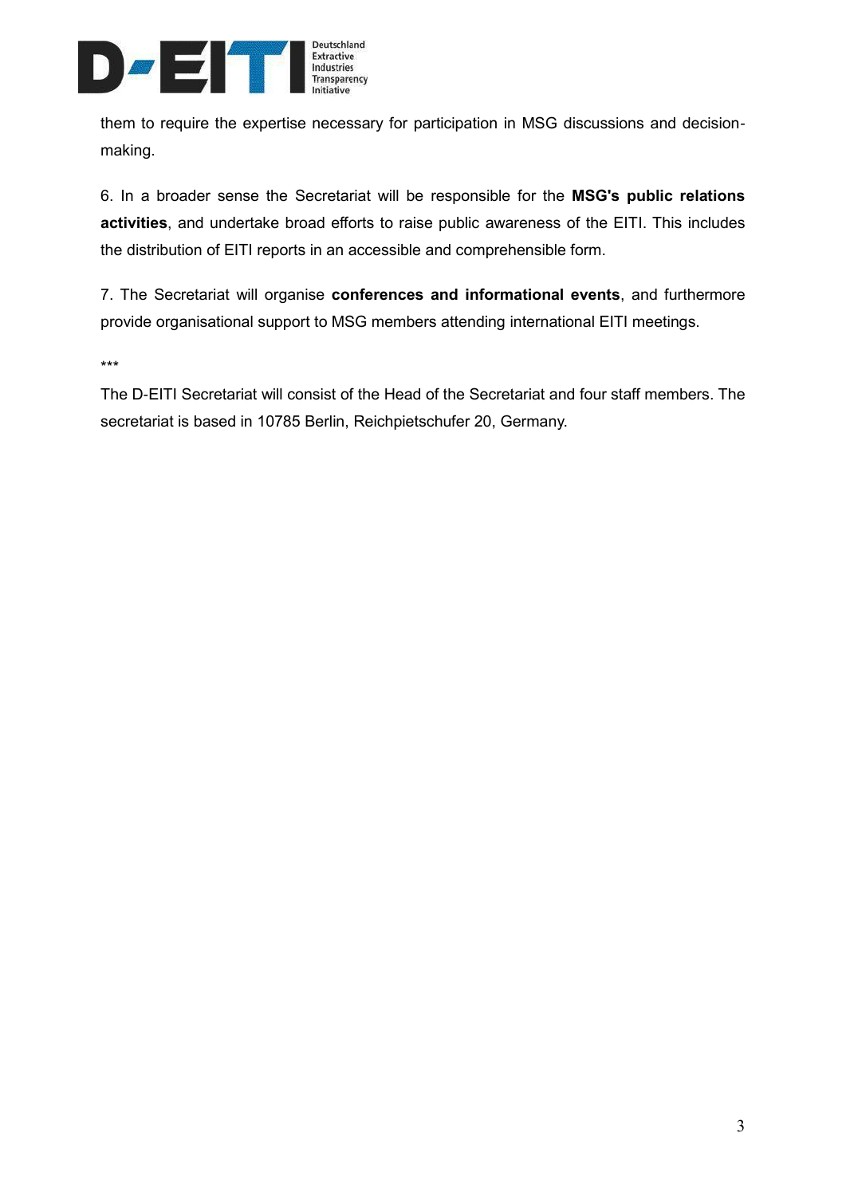them to require the expertise necessary for participation in MSG discussions and decision-making.

6. In a broader sense the Secretariat will be responsible for the **MSG's public relations activities**, and undertake broad efforts to raise public awareness of the EITI. This includes the distribution of EITI reports in an accessible and comprehensible form.

7. The Secretariat will organise **conferences and informational events**, and furthermore provide organisational support to MSG members attending international EITI meetings.

***

The D-EITI Secretariat will consist of the Head of the Secretariat and four staff members. The secretariat is based in 10785 Berlin, Reichpietschufer 20, Germany.